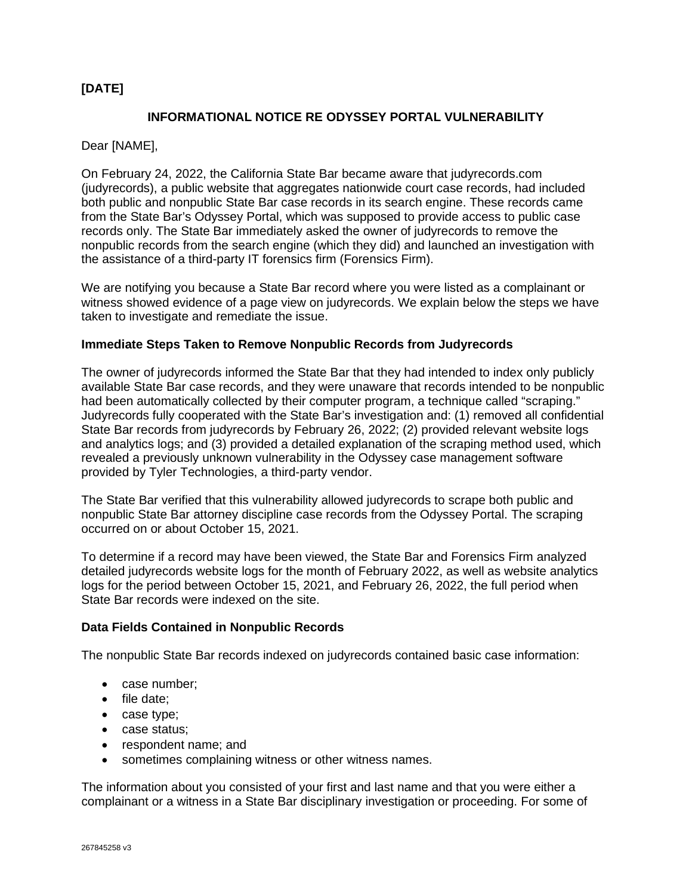**[DATE]**

**INFORMATIONAL NOTICE RE ODYSSEY PORTAL VULNERABILITY**

Dear [NAME],

On February 24, 2022, the California State Bar became aware that judyrecords.com (judyrecords), a public website that aggregates nationwide court case records, had included both public and nonpublic State Bar case records in its search engine. These records came from the State Bar's Odyssey Portal, which was supposed to provide access to public case records only. The State Bar immediately asked the owner of judyrecords to remove the nonpublic records from the search engine (which they did) and launched an investigation with the assistance of a third-party IT forensics firm (Forensics Firm).

We are notifying you because a State Bar record where you were listed as a complainant or witness showed evidence of a page view on judyrecords. We explain below the steps we have taken to investigate and remediate the issue.

**Immediate Steps Taken to Remove Nonpublic Records from Judyrecords**

The owner of judyrecords informed the State Bar that they had intended to index only publicly available State Bar case records, and they were unaware that records intended to be nonpublic had been automatically collected by their computer program, a technique called "scraping." Judyrecords fully cooperated with the State Bar's investigation and: (1) removed all confidential State Bar records from judyrecords by February 26, 2022; (2) provided relevant website logs and analytics logs; and (3) provided a detailed explanation of the scraping method used, which revealed a previously unknown vulnerability in the Odyssey case management software provided by Tyler Technologies, a third-party vendor.

The State Bar verified that this vulnerability allowed judyrecords to scrape both public and nonpublic State Bar attorney discipline case records from the Odyssey Portal. The scraping occurred on or about October 15, 2021.

To determine if a record may have been viewed, the State Bar and Forensics Firm analyzed detailed judyrecords website logs for the month of February 2022, as well as website analytics logs for the period between October 15, 2021, and February 26, 2022, the full period when State Bar records were indexed on the site.

**Data Fields Contained in Nonpublic Records**

The nonpublic State Bar records indexed on judyrecords contained basic case information:

- case number;
- file date;
- case type;
- case status;
- respondent name; and
- sometimes complaining witness or other witness names.

The information about you consisted of your first and last name and that you were either a complainant or a witness in a State Bar disciplinary investigation or proceeding. For some of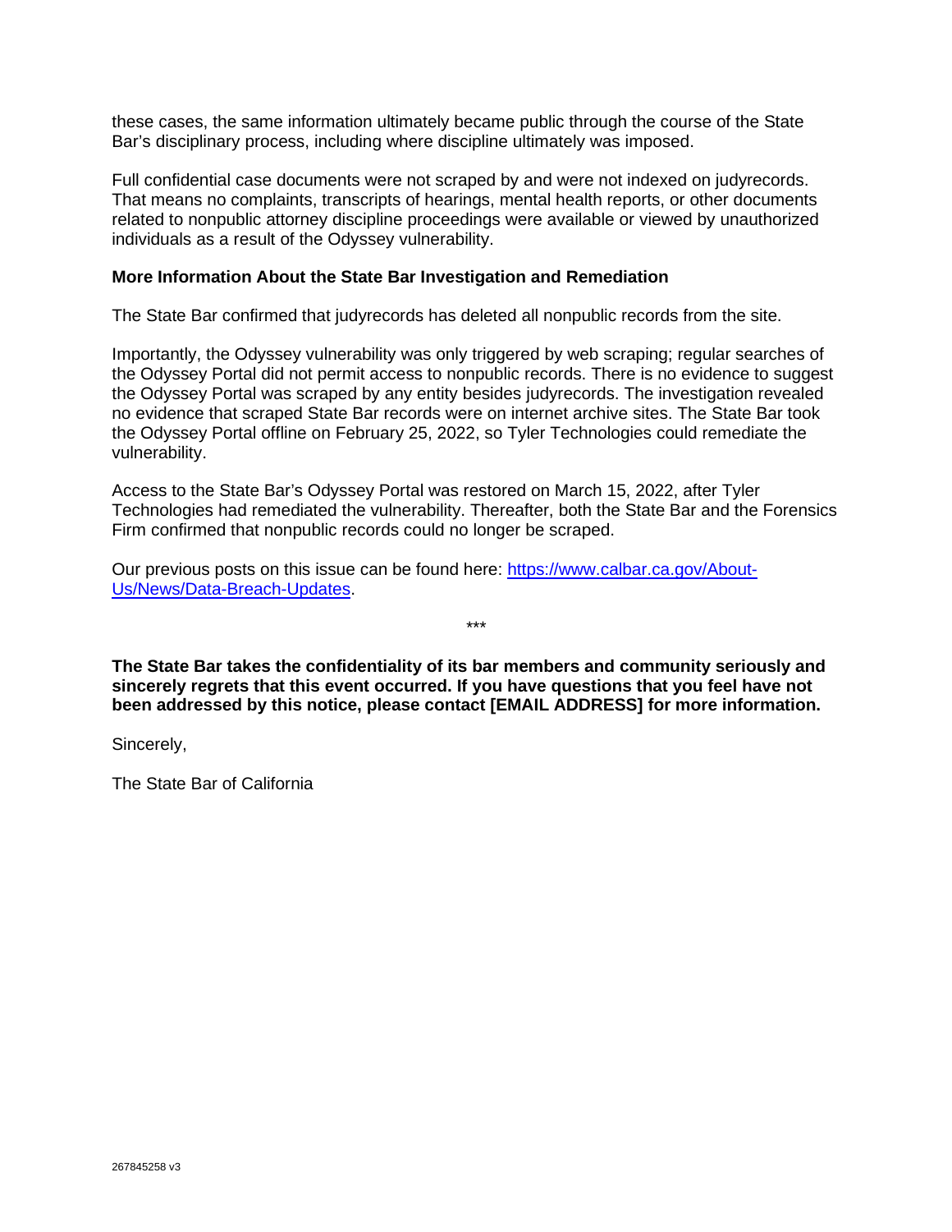these cases, the same information ultimately became public through the course of the State Bar's disciplinary process, including where discipline ultimately was imposed.

Full confidential case documents were not scraped by and were not indexed on judyrecords. That means no complaints, transcripts of hearings, mental health reports, or other documents related to nonpublic attorney discipline proceedings were available or viewed by unauthorized individuals as a result of the Odyssey vulnerability.

**More Information About the State Bar Investigation and Remediation**

The State Bar confirmed that judyrecords has deleted all nonpublic records from the site.

Importantly, the Odyssey vulnerability was only triggered by web scraping; regular searches of the Odyssey Portal did not permit access to nonpublic records. There is no evidence to suggest the Odyssey Portal was scraped by any entity besides judyrecords. The investigation revealed no evidence that scraped State Bar records were on internet archive sites. The State Bar took the Odyssey Portal offline on February 25, 2022, so Tyler Technologies could remediate the vulnerability.

Access to the State Bar's Odyssey Portal was restored on March 15, 2022, after Tyler Technologies had remediated the vulnerability. Thereafter, both the State Bar and the Forensics Firm confirmed that nonpublic records could no longer be scraped.

Our previous posts on this issue can be found here: [https://www.calbar.ca.gov/About-Us/News/Data-Breach-Updates](https://www.calbar.ca.gov/About-Us/News/Data-Breach-Updates).

\*\*\*

**The State Bar takes the confidentiality of its bar members and community seriously and sincerely regrets that this event occurred. If you have questions that you feel have not been addressed by this notice, please contact [EMAIL ADDRESS] for more information.**

Sincerely,

The State Bar of California

267845258 v3